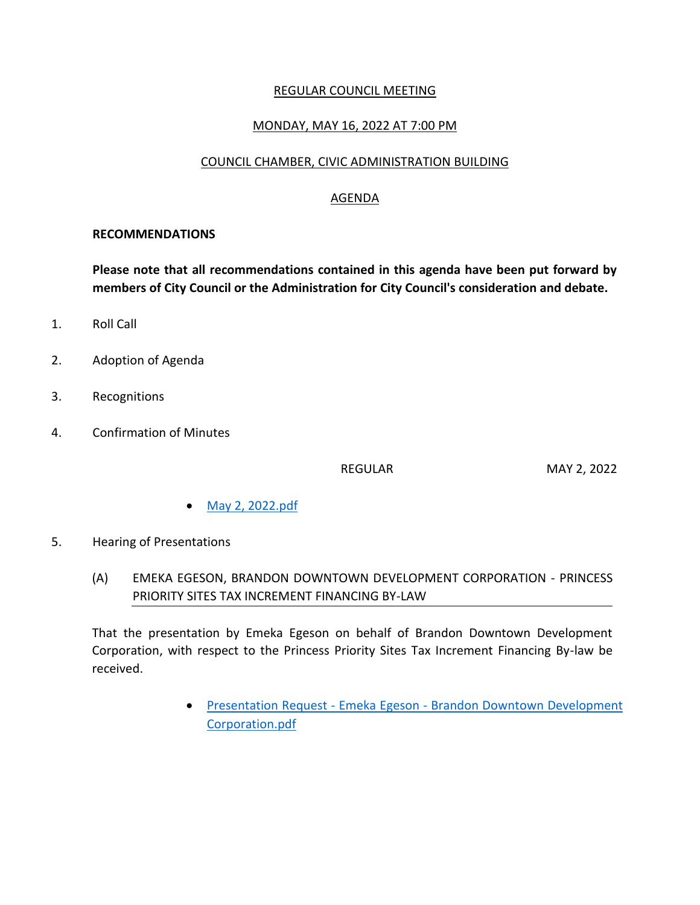REGULAR COUNCIL MEETING

MONDAY, MAY 16, 2022 AT 7:00 PM

COUNCIL CHAMBER, CIVIC ADMINISTRATION BUILDING

AGENDA

**RECOMMENDATIONS**

**Please note that all recommendations contained in this agenda have been put forward by members of City Council or the Administration for City Council's consideration and debate.**

1. Roll Call

2. Adoption of Agenda

3. Recognitions

4. Confirmation of Minutes

   REGULAR MAY 2, 2022

   - May 2, 2022.pdf

5. Hearing of Presentations

   (A) EMEKA EGESON, BRANDON DOWNTOWN DEVELOPMENT CORPORATION - PRINCESS PRIORITY SITES TAX INCREMENT FINANCING BY-LAW

   That the presentation by Emeka Egeson on behalf of Brandon Downtown Development Corporation, with respect to the Princess Priority Sites Tax Increment Financing By-law be received.

   - Presentation Request - Emeka Egeson - Brandon Downtown Development Corporation.pdf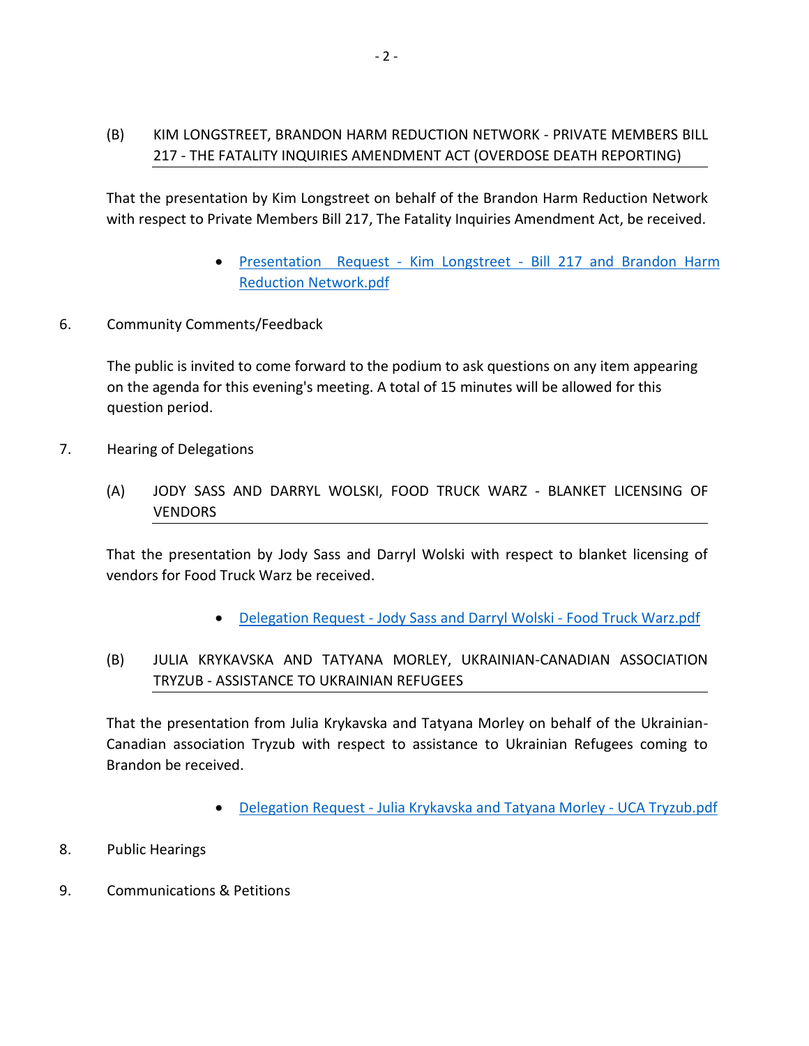(B) KIM LONGSTREET, BRANDON HARM REDUCTION NETWORK - PRIVATE MEMBERS BILL 217 - THE FATALITY INQUIRIES AMENDMENT ACT (OVERDOSE DEATH REPORTING)

That the presentation by Kim Longstreet on behalf of the Brandon Harm Reduction Network with respect to Private Members Bill 217, The Fatality Inquiries Amendment Act, be received.

- Presentation Request - Kim Longstreet - Bill 217 and Brandon Harm Reduction Network.pdf

6. Community Comments/Feedback

The public is invited to come forward to the podium to ask questions on any item appearing on the agenda for this evening's meeting. A total of 15 minutes will be allowed for this question period.

7. Hearing of Delegations

(A) JODY SASS AND DARRYL WOLSKI, FOOD TRUCK WARZ - BLANKET LICENSING OF VENDORS

That the presentation by Jody Sass and Darryl Wolski with respect to blanket licensing of vendors for Food Truck Warz be received.

- Delegation Request - Jody Sass and Darryl Wolski - Food Truck Warz.pdf

(B) JULIA KRYKAVSKA AND TATYANA MORLEY, UKRAINIAN-CANADIAN ASSOCIATION TRYZUB - ASSISTANCE TO UKRAINIAN REFUGEES

That the presentation from Julia Krykavska and Tatyana Morley on behalf of the Ukrainian-Canadian association Tryzub with respect to assistance to Ukrainian Refugees coming to Brandon be received.

- Delegation Request - Julia Krykavska and Tatyana Morley - UCA Tryzub.pdf

8. Public Hearings

9. Communications & Petitions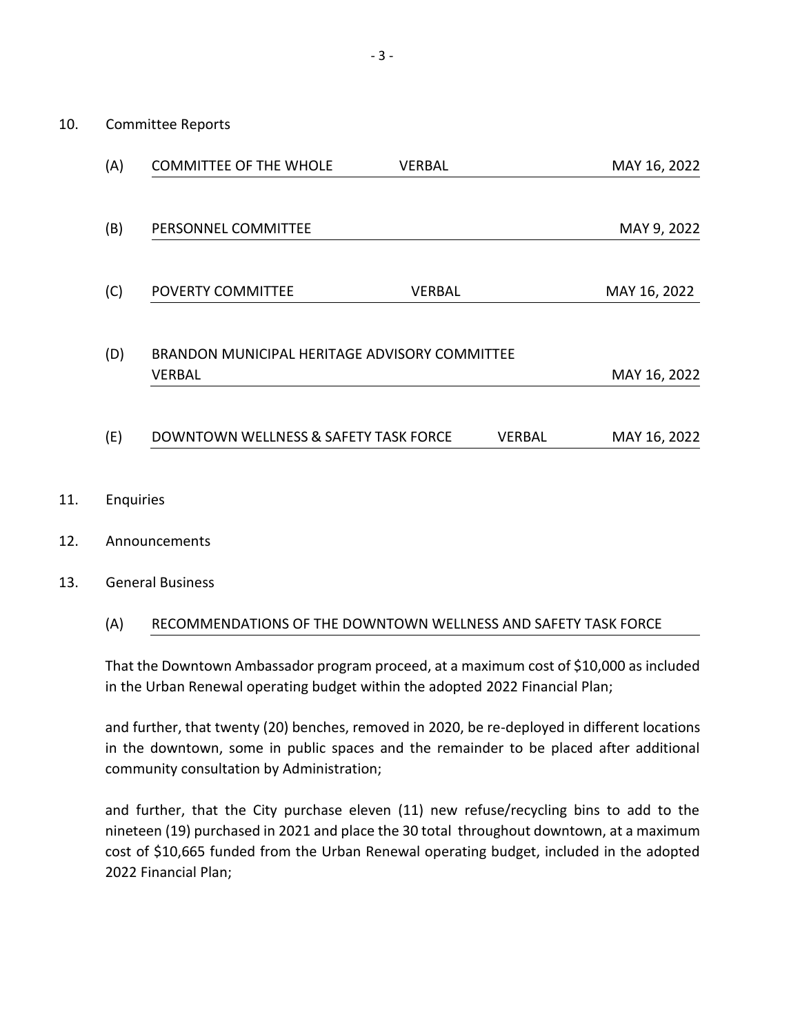10. Committee Reports

    (A) COMMITTEE OF THE WHOLE VERBAL MAY 16, 2022

    (B) PERSONNEL COMMITTEE MAY 9, 2022

    (C) POVERTY COMMITTEE VERBAL MAY 16, 2022

    (D) BRANDON MUNICIPAL HERITAGE ADVISORY COMMITTEE VERBAL MAY 16, 2022

    (E) DOWNTOWN WELLNESS & SAFETY TASK FORCE VERBAL MAY 16, 2022

11. Enquiries

12. Announcements

13. General Business

    (A) RECOMMENDATIONS OF THE DOWNTOWN WELLNESS AND SAFETY TASK FORCE

That the Downtown Ambassador program proceed, at a maximum cost of $10,000 as included in the Urban Renewal operating budget within the adopted 2022 Financial Plan;

and further, that twenty (20) benches, removed in 2020, be re-deployed in different locations in the downtown, some in public spaces and the remainder to be placed after additional community consultation by Administration;

and further, that the City purchase eleven (11) new refuse/recycling bins to add to the nineteen (19) purchased in 2021 and place the 30 total throughout downtown, at a maximum cost of $10,665 funded from the Urban Renewal operating budget, included in the adopted 2022 Financial Plan;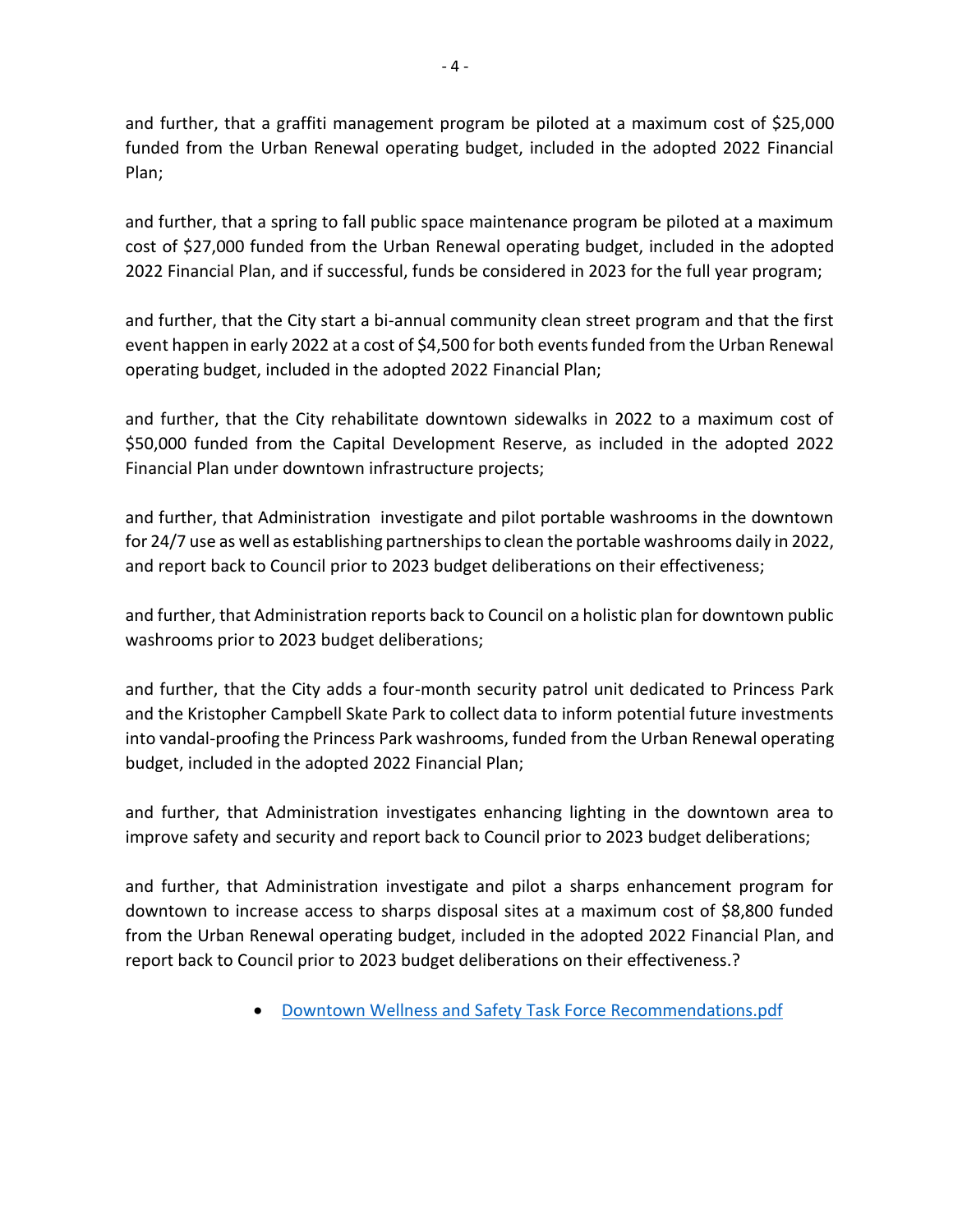and further, that a graffiti management program be piloted at a maximum cost of $25,000 funded from the Urban Renewal operating budget, included in the adopted 2022 Financial Plan;

and further, that a spring to fall public space maintenance program be piloted at a maximum cost of $27,000 funded from the Urban Renewal operating budget, included in the adopted 2022 Financial Plan, and if successful, funds be considered in 2023 for the full year program;

and further, that the City start a bi-annual community clean street program and that the first event happen in early 2022 at a cost of $4,500 for both events funded from the Urban Renewal operating budget, included in the adopted 2022 Financial Plan;

and further, that the City rehabilitate downtown sidewalks in 2022 to a maximum cost of $50,000 funded from the Capital Development Reserve, as included in the adopted 2022 Financial Plan under downtown infrastructure projects;

and further, that Administration investigate and pilot portable washrooms in the downtown for 24/7 use as well as establishing partnerships to clean the portable washrooms daily in 2022, and report back to Council prior to 2023 budget deliberations on their effectiveness;

and further, that Administration reports back to Council on a holistic plan for downtown public washrooms prior to 2023 budget deliberations;

and further, that the City adds a four-month security patrol unit dedicated to Princess Park and the Kristopher Campbell Skate Park to collect data to inform potential future investments into vandal-proofing the Princess Park washrooms, funded from the Urban Renewal operating budget, included in the adopted 2022 Financial Plan;

and further, that Administration investigates enhancing lighting in the downtown area to improve safety and security and report back to Council prior to 2023 budget deliberations;

and further, that Administration investigate and pilot a sharps enhancement program for downtown to increase access to sharps disposal sites at a maximum cost of $8,800 funded from the Urban Renewal operating budget, included in the adopted 2022 Financial Plan, and report back to Council prior to 2023 budget deliberations on their effectiveness.?

- Downtown Wellness and Safety Task Force Recommendations.pdf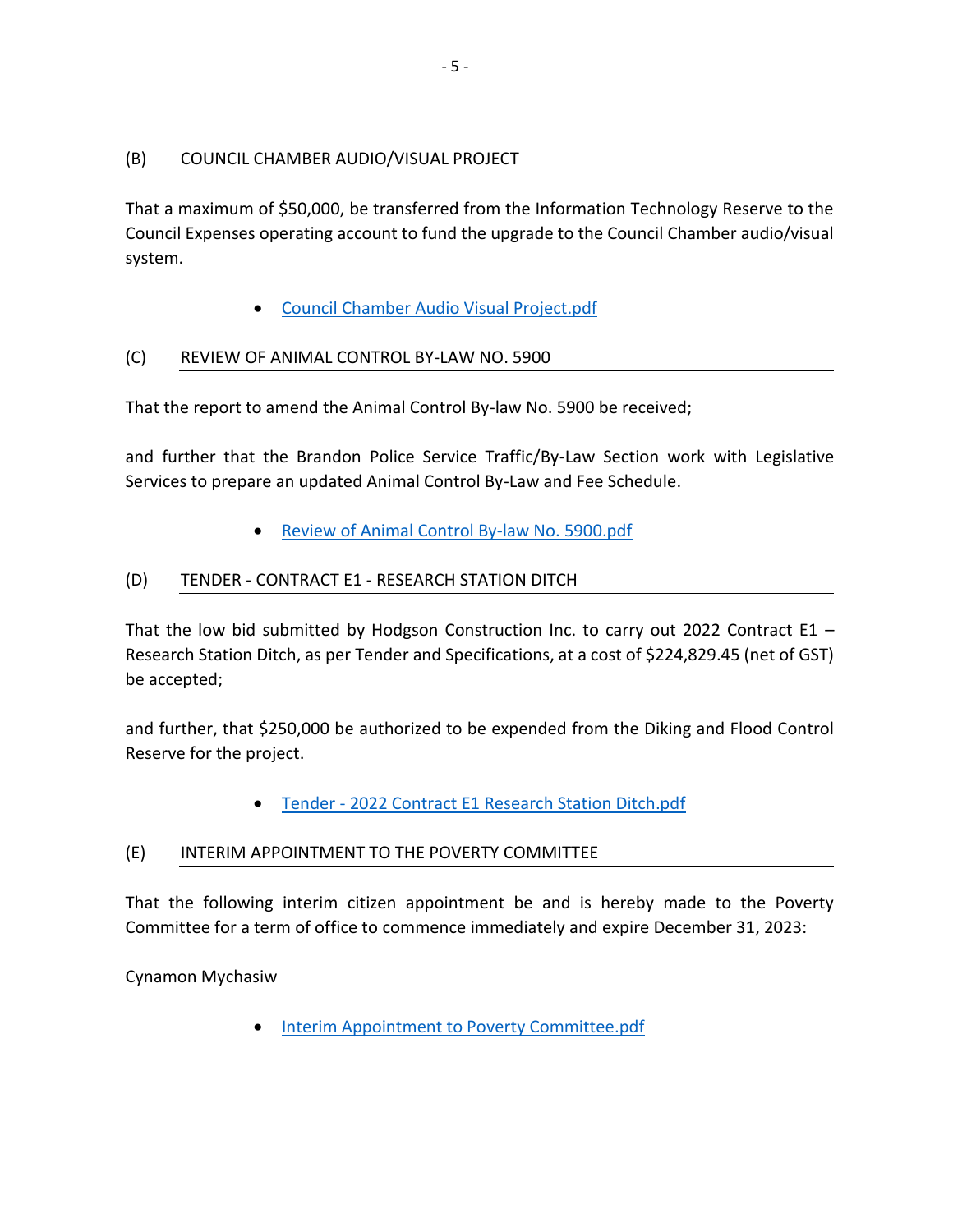### (B) COUNCIL CHAMBER AUDIO/VISUAL PROJECT

That a maximum of $50,000, be transferred from the Information Technology Reserve to the Council Expenses operating account to fund the upgrade to the Council Chamber audio/visual system.

- Council Chamber Audio Visual Project.pdf

### (C) REVIEW OF ANIMAL CONTROL BY-LAW NO. 5900

That the report to amend the Animal Control By-law No. 5900 be received;

and further that the Brandon Police Service Traffic/By-Law Section work with Legislative Services to prepare an updated Animal Control By-Law and Fee Schedule.

- Review of Animal Control By-law No. 5900.pdf

### (D) TENDER - CONTRACT E1 - RESEARCH STATION DITCH

That the low bid submitted by Hodgson Construction Inc. to carry out 2022 Contract E1 – Research Station Ditch, as per Tender and Specifications, at a cost of $224,829.45 (net of GST) be accepted;

and further, that $250,000 be authorized to be expended from the Diking and Flood Control Reserve for the project.

- Tender - 2022 Contract E1 Research Station Ditch.pdf

### (E) INTERIM APPOINTMENT TO THE POVERTY COMMITTEE

That the following interim citizen appointment be and is hereby made to the Poverty Committee for a term of office to commence immediately and expire December 31, 2023:

Cynamon Mychasiw

- Interim Appointment to Poverty Committee.pdf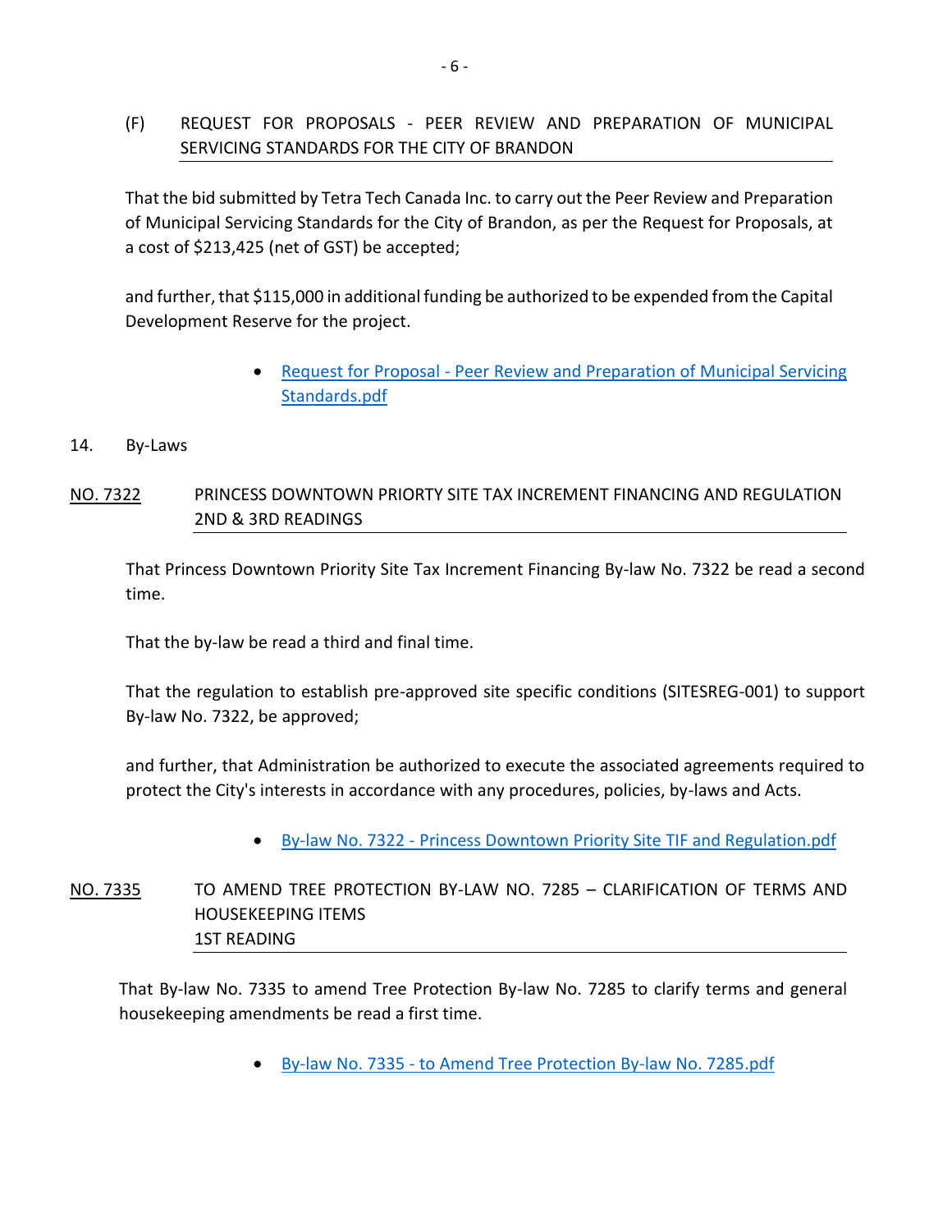(F) REQUEST FOR PROPOSALS - PEER REVIEW AND PREPARATION OF MUNICIPAL SERVICING STANDARDS FOR THE CITY OF BRANDON

That the bid submitted by Tetra Tech Canada Inc. to carry out the Peer Review and Preparation of Municipal Servicing Standards for the City of Brandon, as per the Request for Proposals, at a cost of $213,425 (net of GST) be accepted;

and further, that $115,000 in additional funding be authorized to be expended from the Capital Development Reserve for the project.

- Request for Proposal - Peer Review and Preparation of Municipal Servicing Standards.pdf

14. By-Laws

NO. 7322 PRINCESS DOWNTOWN PRIORTY SITE TAX INCREMENT FINANCING AND REGULATION 2ND & 3RD READINGS

That Princess Downtown Priority Site Tax Increment Financing By-law No. 7322 be read a second time.

That the by-law be read a third and final time.

That the regulation to establish pre-approved site specific conditions (SITESREG-001) to support By-law No. 7322, be approved;

and further, that Administration be authorized to execute the associated agreements required to protect the City's interests in accordance with any procedures, policies, by-laws and Acts.

- By-law No. 7322 - Princess Downtown Priority Site TIF and Regulation.pdf

NO. 7335 TO AMEND TREE PROTECTION BY-LAW NO. 7285 – CLARIFICATION OF TERMS AND HOUSEKEEPING ITEMS 1ST READING

That By-law No. 7335 to amend Tree Protection By-law No. 7285 to clarify terms and general housekeeping amendments be read a first time.

- By-law No. 7335 - to Amend Tree Protection By-law No. 7285.pdf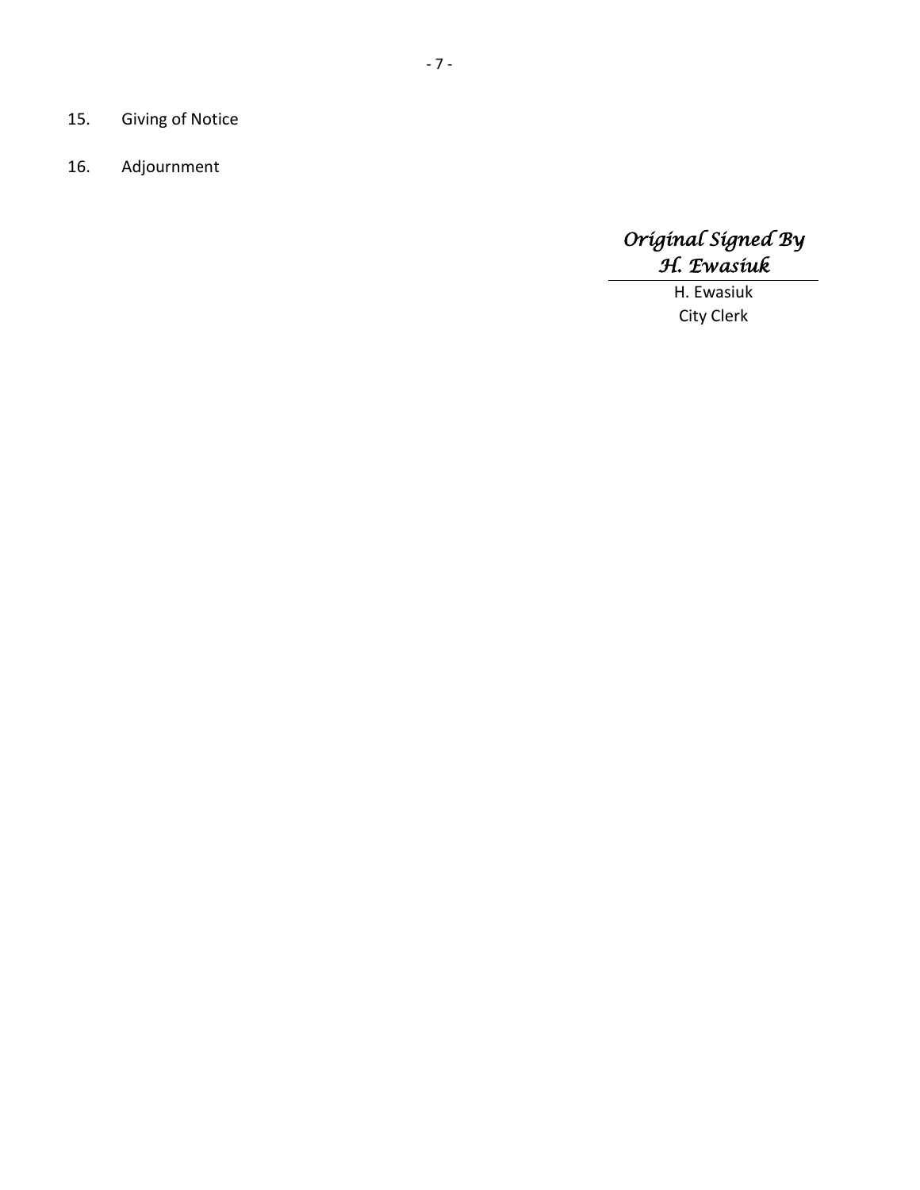15. Giving of Notice

16. Adjournment

*Original Signed By*
*H. Ewasiuk*

H. Ewasiuk
City Clerk